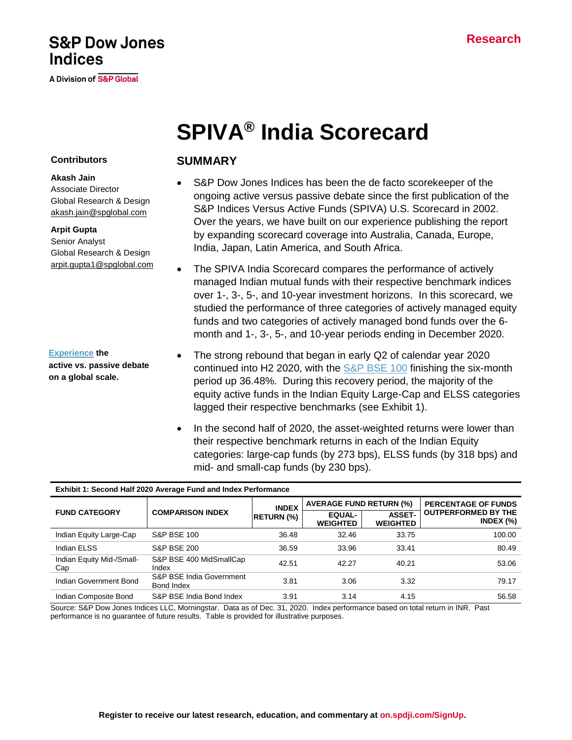S&P Dow Jones Indices

A Division of S&P Global

Research

# SPIVA® India Scorecard

**Contributors**

**Akash Jain**
Associate Director
Global Research & Design
akash.jain@spglobal.com

**Arpit Gupta**
Senior Analyst
Global Research & Design
arpit.gupta1@spglobal.com

**Experience the active vs. passive debate on a global scale.**

## SUMMARY

- S&P Dow Jones Indices has been the de facto scorekeeper of the ongoing active versus passive debate since the first publication of the S&P Indices Versus Active Funds (SPIVA) U.S. Scorecard in 2002. Over the years, we have built on our experience publishing the report by expanding scorecard coverage into Australia, Canada, Europe, India, Japan, Latin America, and South Africa.
- The SPIVA India Scorecard compares the performance of actively managed Indian mutual funds with their respective benchmark indices over 1-, 3-, 5-, and 10-year investment horizons. In this scorecard, we studied the performance of three categories of actively managed equity funds and two categories of actively managed bond funds over the 6-month and 1-, 3-, 5-, and 10-year periods ending in December 2020.
- The strong rebound that began in early Q2 of calendar year 2020 continued into H2 2020, with the S&P BSE 100 finishing the six-month period up 36.48%. During this recovery period, the majority of the equity active funds in the Indian Equity Large-Cap and ELSS categories lagged their respective benchmarks (see Exhibit 1).
- In the second half of 2020, the asset-weighted returns were lower than their respective benchmark returns in each of the Indian Equity categories: large-cap funds (by 273 bps), ELSS funds (by 318 bps) and mid- and small-cap funds (by 230 bps).

**Exhibit 1: Second Half 2020 Average Fund and Index Performance**

| FUND CATEGORY | COMPARISON INDEX | INDEX RETURN (%) | AVERAGE FUND RETURN (%) | | PERCENTAGE OF FUNDS OUTPERFORMED BY THE INDEX (%) |
|---|---|---|---|---|---|
| | | | EQUAL-WEIGHTED | ASSET-WEIGHTED | |
| Indian Equity Large-Cap | S&P BSE 100 | 36.48 | 32.46 | 33.75 | 100.00 |
| Indian ELSS | S&P BSE 200 | 36.59 | 33.96 | 33.41 | 80.49 |
| Indian Equity Mid-/Small-Cap | S&P BSE 400 MidSmallCap Index | 42.51 | 42.27 | 40.21 | 53.06 |
| Indian Government Bond | S&P BSE India Government Bond Index | 3.81 | 3.06 | 3.32 | 79.17 |
| Indian Composite Bond | S&P BSE India Bond Index | 3.91 | 3.14 | 4.15 | 56.58 |

Source: S&P Dow Jones Indices LLC, Morningstar. Data as of Dec. 31, 2020. Index performance based on total return in INR. Past performance is no guarantee of future results. Table is provided for illustrative purposes.

Register to receive our latest research, education, and commentary at on.spdji.com/SignUp.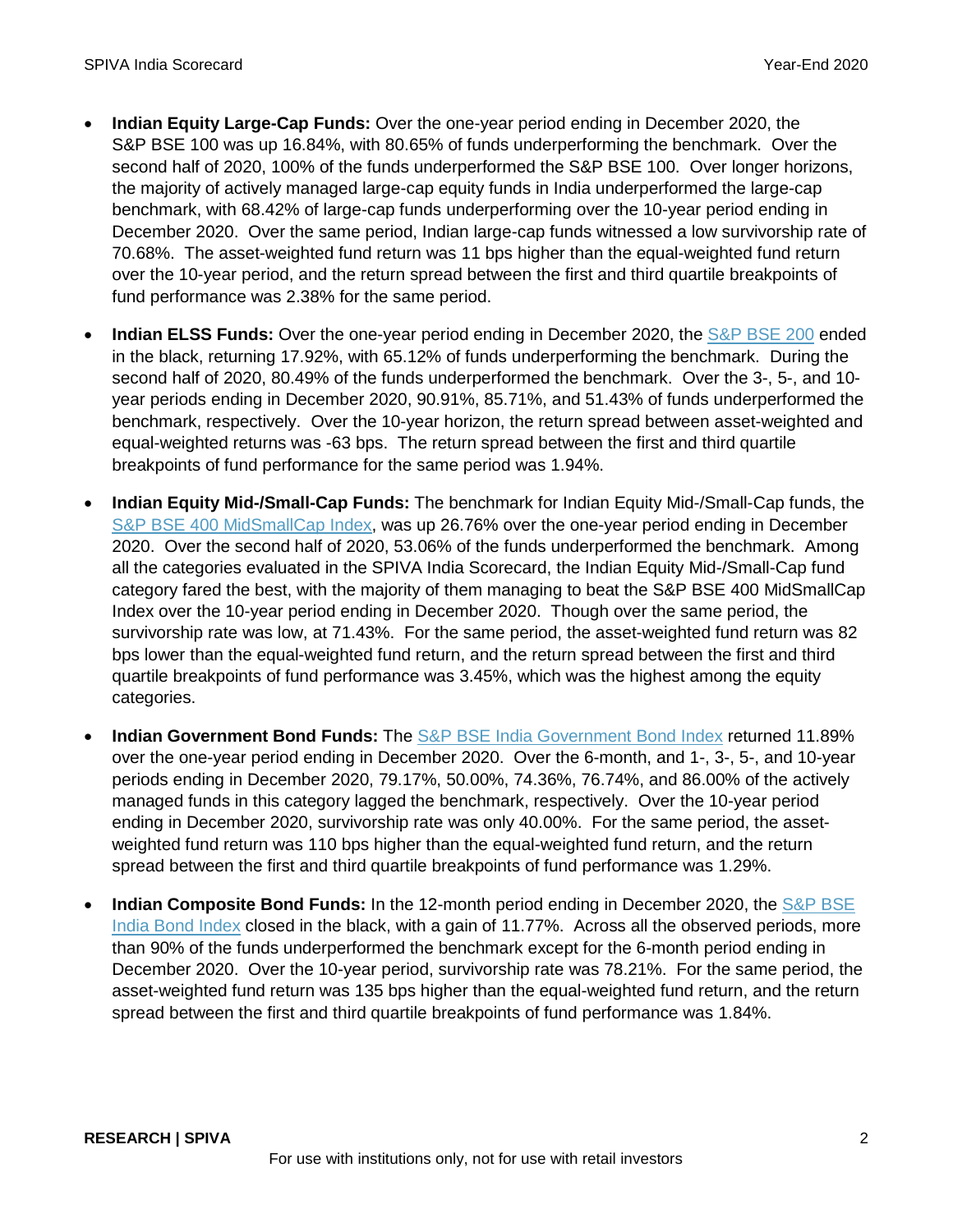- **Indian Equity Large-Cap Funds:** Over the one-year period ending in December 2020, the S&P BSE 100 was up 16.84%, with 80.65% of funds underperforming the benchmark. Over the second half of 2020, 100% of the funds underperformed the S&P BSE 100. Over longer horizons, the majority of actively managed large-cap equity funds in India underperformed the large-cap benchmark, with 68.42% of large-cap funds underperforming over the 10-year period ending in December 2020. Over the same period, Indian large-cap funds witnessed a low survivorship rate of 70.68%. The asset-weighted fund return was 11 bps higher than the equal-weighted fund return over the 10-year period, and the return spread between the first and third quartile breakpoints of fund performance was 2.38% for the same period.

- **Indian ELSS Funds:** Over the one-year period ending in December 2020, the S&P BSE 200 ended in the black, returning 17.92%, with 65.12% of funds underperforming the benchmark. During the second half of 2020, 80.49% of the funds underperformed the benchmark. Over the 3-, 5-, and 10-year periods ending in December 2020, 90.91%, 85.71%, and 51.43% of funds underperformed the benchmark, respectively. Over the 10-year horizon, the return spread between asset-weighted and equal-weighted returns was -63 bps. The return spread between the first and third quartile breakpoints of fund performance for the same period was 1.94%.

- **Indian Equity Mid-/Small-Cap Funds:** The benchmark for Indian Equity Mid-/Small-Cap funds, the S&P BSE 400 MidSmallCap Index, was up 26.76% over the one-year period ending in December 2020. Over the second half of 2020, 53.06% of the funds underperformed the benchmark. Among all the categories evaluated in the SPIVA India Scorecard, the Indian Equity Mid-/Small-Cap fund category fared the best, with the majority of them managing to beat the S&P BSE 400 MidSmallCap Index over the 10-year period ending in December 2020. Though over the same period, the survivorship rate was low, at 71.43%. For the same period, the asset-weighted fund return was 82 bps lower than the equal-weighted fund return, and the return spread between the first and third quartile breakpoints of fund performance was 3.45%, which was the highest among the equity categories.

- **Indian Government Bond Funds:** The S&P BSE India Government Bond Index returned 11.89% over the one-year period ending in December 2020. Over the 6-month, and 1-, 3-, 5-, and 10-year periods ending in December 2020, 79.17%, 50.00%, 74.36%, 76.74%, and 86.00% of the actively managed funds in this category lagged the benchmark, respectively. Over the 10-year period ending in December 2020, survivorship rate was only 40.00%. For the same period, the asset-weighted fund return was 110 bps higher than the equal-weighted fund return, and the return spread between the first and third quartile breakpoints of fund performance was 1.29%.

- **Indian Composite Bond Funds:** In the 12-month period ending in December 2020, the S&P BSE India Bond Index closed in the black, with a gain of 11.77%. Across all the observed periods, more than 90% of the funds underperformed the benchmark except for the 6-month period ending in December 2020. Over the 10-year period, survivorship rate was 78.21%. For the same period, the asset-weighted fund return was 135 bps higher than the equal-weighted fund return, and the return spread between the first and third quartile breakpoints of fund performance was 1.84%.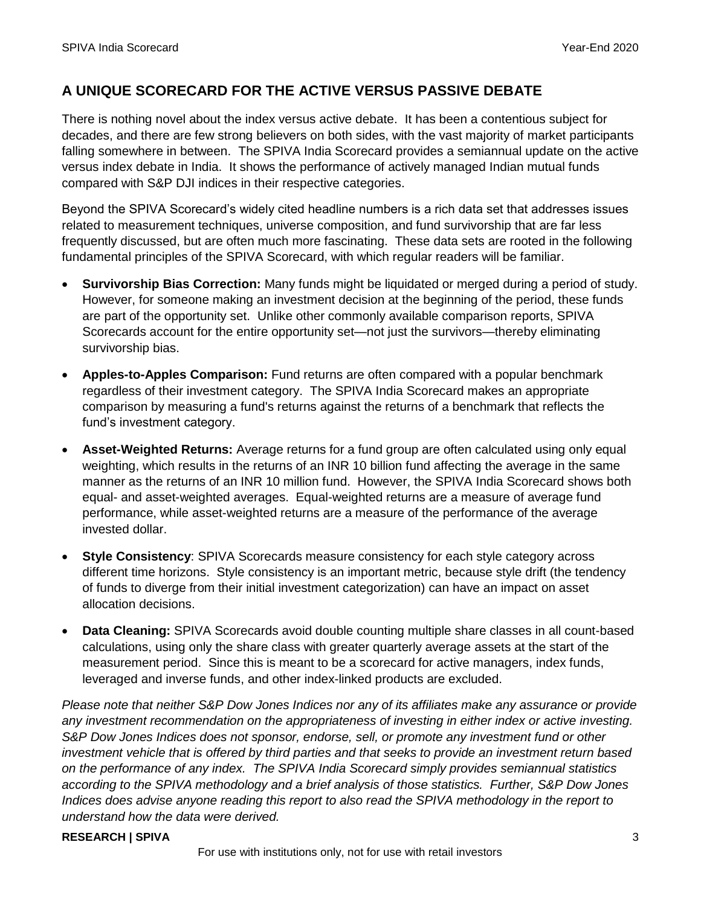## A UNIQUE SCORECARD FOR THE ACTIVE VERSUS PASSIVE DEBATE

There is nothing novel about the index versus active debate. It has been a contentious subject for decades, and there are few strong believers on both sides, with the vast majority of market participants falling somewhere in between. The SPIVA India Scorecard provides a semiannual update on the active versus index debate in India. It shows the performance of actively managed Indian mutual funds compared with S&P DJI indices in their respective categories.

Beyond the SPIVA Scorecard's widely cited headline numbers is a rich data set that addresses issues related to measurement techniques, universe composition, and fund survivorship that are far less frequently discussed, but are often much more fascinating. These data sets are rooted in the following fundamental principles of the SPIVA Scorecard, with which regular readers will be familiar.

- **Survivorship Bias Correction:** Many funds might be liquidated or merged during a period of study. However, for someone making an investment decision at the beginning of the period, these funds are part of the opportunity set. Unlike other commonly available comparison reports, SPIVA Scorecards account for the entire opportunity set—not just the survivors—thereby eliminating survivorship bias.
- **Apples-to-Apples Comparison:** Fund returns are often compared with a popular benchmark regardless of their investment category. The SPIVA India Scorecard makes an appropriate comparison by measuring a fund's returns against the returns of a benchmark that reflects the fund's investment category.
- **Asset-Weighted Returns:** Average returns for a fund group are often calculated using only equal weighting, which results in the returns of an INR 10 billion fund affecting the average in the same manner as the returns of an INR 10 million fund. However, the SPIVA India Scorecard shows both equal- and asset-weighted averages. Equal-weighted returns are a measure of average fund performance, while asset-weighted returns are a measure of the performance of the average invested dollar.
- **Style Consistency**: SPIVA Scorecards measure consistency for each style category across different time horizons. Style consistency is an important metric, because style drift (the tendency of funds to diverge from their initial investment categorization) can have an impact on asset allocation decisions.
- **Data Cleaning:** SPIVA Scorecards avoid double counting multiple share classes in all count-based calculations, using only the share class with greater quarterly average assets at the start of the measurement period. Since this is meant to be a scorecard for active managers, index funds, leveraged and inverse funds, and other index-linked products are excluded.

*Please note that neither S&P Dow Jones Indices nor any of its affiliates make any assurance or provide any investment recommendation on the appropriateness of investing in either index or active investing. S&P Dow Jones Indices does not sponsor, endorse, sell, or promote any investment fund or other investment vehicle that is offered by third parties and that seeks to provide an investment return based on the performance of any index. The SPIVA India Scorecard simply provides semiannual statistics according to the SPIVA methodology and a brief analysis of those statistics. Further, S&P Dow Jones Indices does advise anyone reading this report to also read the SPIVA methodology in the report to understand how the data were derived.*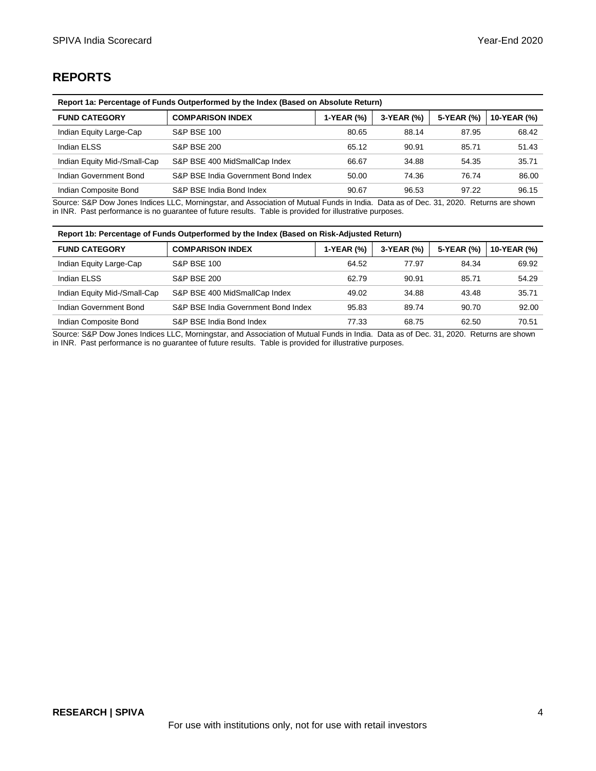## REPORTS

| Report 1a: Percentage of Funds Outperformed by the Index (Based on Absolute Return) | | | | | |
|---|---|---|---|---|---|
| **FUND CATEGORY** | **COMPARISON INDEX** | **1-YEAR (%)** | **3-YEAR (%)** | **5-YEAR (%)** | **10-YEAR (%)** |
| Indian Equity Large-Cap | S&P BSE 100 | 80.65 | 88.14 | 87.95 | 68.42 |
| Indian ELSS | S&P BSE 200 | 65.12 | 90.91 | 85.71 | 51.43 |
| Indian Equity Mid-/Small-Cap | S&P BSE 400 MidSmallCap Index | 66.67 | 34.88 | 54.35 | 35.71 |
| Indian Government Bond | S&P BSE India Government Bond Index | 50.00 | 74.36 | 76.74 | 86.00 |
| Indian Composite Bond | S&P BSE India Bond Index | 90.67 | 96.53 | 97.22 | 96.15 |

Source: S&P Dow Jones Indices LLC, Morningstar, and Association of Mutual Funds in India. Data as of Dec. 31, 2020. Returns are shown in INR. Past performance is no guarantee of future results. Table is provided for illustrative purposes.

| Report 1b: Percentage of Funds Outperformed by the Index (Based on Risk-Adjusted Return) | | | | | |
|---|---|---|---|---|---|
| **FUND CATEGORY** | **COMPARISON INDEX** | **1-YEAR (%)** | **3-YEAR (%)** | **5-YEAR (%)** | **10-YEAR (%)** |
| Indian Equity Large-Cap | S&P BSE 100 | 64.52 | 77.97 | 84.34 | 69.92 |
| Indian ELSS | S&P BSE 200 | 62.79 | 90.91 | 85.71 | 54.29 |
| Indian Equity Mid-/Small-Cap | S&P BSE 400 MidSmallCap Index | 49.02 | 34.88 | 43.48 | 35.71 |
| Indian Government Bond | S&P BSE India Government Bond Index | 95.83 | 89.74 | 90.70 | 92.00 |
| Indian Composite Bond | S&P BSE India Bond Index | 77.33 | 68.75 | 62.50 | 70.51 |

Source: S&P Dow Jones Indices LLC, Morningstar, and Association of Mutual Funds in India. Data as of Dec. 31, 2020. Returns are shown in INR. Past performance is no guarantee of future results. Table is provided for illustrative purposes.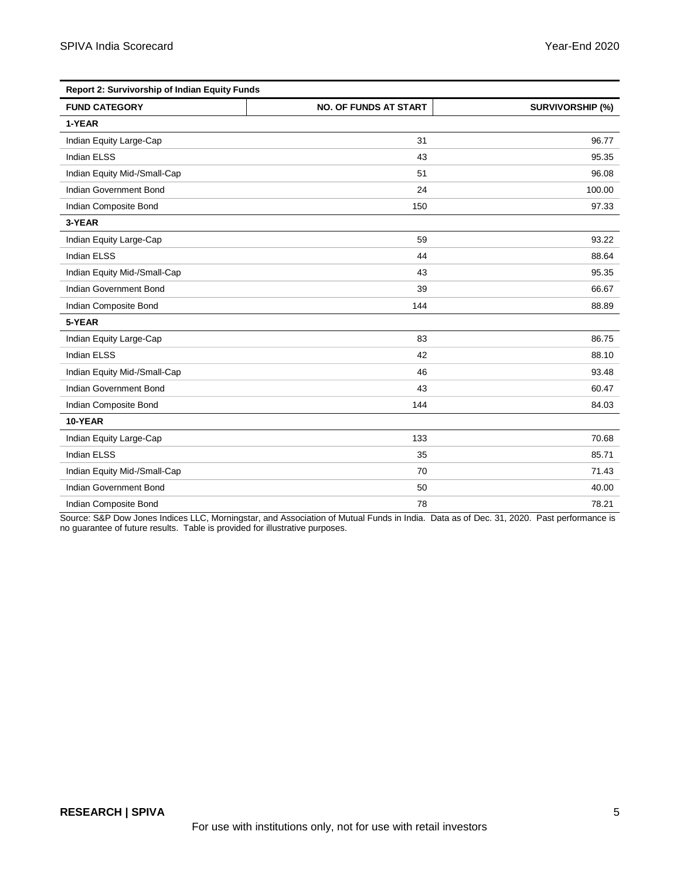**Report 2: Survivorship of Indian Equity Funds**

| FUND CATEGORY | NO. OF FUNDS AT START | SURVIVORSHIP (%) |
|---|---|---|
| **1-YEAR** | | |
| Indian Equity Large-Cap | 31 | 96.77 |
| Indian ELSS | 43 | 95.35 |
| Indian Equity Mid-/Small-Cap | 51 | 96.08 |
| Indian Government Bond | 24 | 100.00 |
| Indian Composite Bond | 150 | 97.33 |
| **3-YEAR** | | |
| Indian Equity Large-Cap | 59 | 93.22 |
| Indian ELSS | 44 | 88.64 |
| Indian Equity Mid-/Small-Cap | 43 | 95.35 |
| Indian Government Bond | 39 | 66.67 |
| Indian Composite Bond | 144 | 88.89 |
| **5-YEAR** | | |
| Indian Equity Large-Cap | 83 | 86.75 |
| Indian ELSS | 42 | 88.10 |
| Indian Equity Mid-/Small-Cap | 46 | 93.48 |
| Indian Government Bond | 43 | 60.47 |
| Indian Composite Bond | 144 | 84.03 |
| **10-YEAR** | | |
| Indian Equity Large-Cap | 133 | 70.68 |
| Indian ELSS | 35 | 85.71 |
| Indian Equity Mid-/Small-Cap | 70 | 71.43 |
| Indian Government Bond | 50 | 40.00 |
| Indian Composite Bond | 78 | 78.21 |

Source: S&P Dow Jones Indices LLC, Morningstar, and Association of Mutual Funds in India. Data as of Dec. 31, 2020. Past performance is no guarantee of future results. Table is provided for illustrative purposes.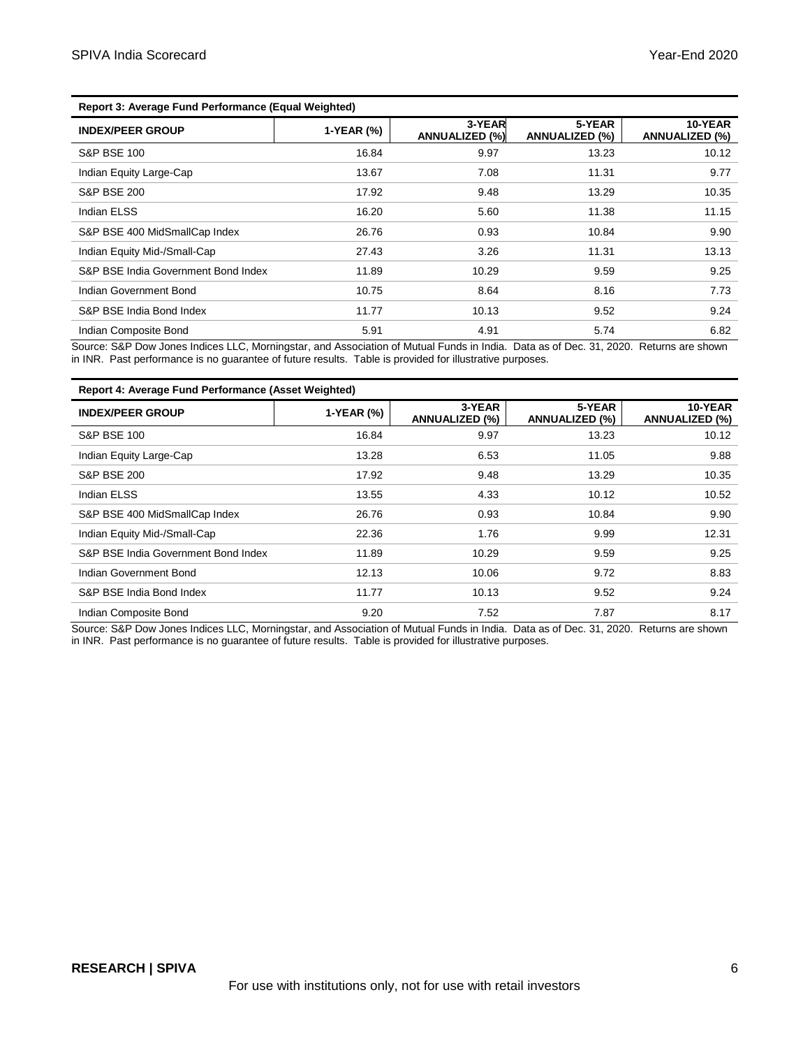**Report 3: Average Fund Performance (Equal Weighted)**

| INDEX/PEER GROUP | 1-YEAR (%) | 3-YEAR ANNUALIZED (%) | 5-YEAR ANNUALIZED (%) | 10-YEAR ANNUALIZED (%) |
|---|---|---|---|---|
| S&P BSE 100 | 16.84 | 9.97 | 13.23 | 10.12 |
| Indian Equity Large-Cap | 13.67 | 7.08 | 11.31 | 9.77 |
| S&P BSE 200 | 17.92 | 9.48 | 13.29 | 10.35 |
| Indian ELSS | 16.20 | 5.60 | 11.38 | 11.15 |
| S&P BSE 400 MidSmallCap Index | 26.76 | 0.93 | 10.84 | 9.90 |
| Indian Equity Mid-/Small-Cap | 27.43 | 3.26 | 11.31 | 13.13 |
| S&P BSE India Government Bond Index | 11.89 | 10.29 | 9.59 | 9.25 |
| Indian Government Bond | 10.75 | 8.64 | 8.16 | 7.73 |
| S&P BSE India Bond Index | 11.77 | 10.13 | 9.52 | 9.24 |
| Indian Composite Bond | 5.91 | 4.91 | 5.74 | 6.82 |

Source: S&P Dow Jones Indices LLC, Morningstar, and Association of Mutual Funds in India. Data as of Dec. 31, 2020. Returns are shown in INR. Past performance is no guarantee of future results. Table is provided for illustrative purposes.

**Report 4: Average Fund Performance (Asset Weighted)**

| INDEX/PEER GROUP | 1-YEAR (%) | 3-YEAR ANNUALIZED (%) | 5-YEAR ANNUALIZED (%) | 10-YEAR ANNUALIZED (%) |
|---|---|---|---|---|
| S&P BSE 100 | 16.84 | 9.97 | 13.23 | 10.12 |
| Indian Equity Large-Cap | 13.28 | 6.53 | 11.05 | 9.88 |
| S&P BSE 200 | 17.92 | 9.48 | 13.29 | 10.35 |
| Indian ELSS | 13.55 | 4.33 | 10.12 | 10.52 |
| S&P BSE 400 MidSmallCap Index | 26.76 | 0.93 | 10.84 | 9.90 |
| Indian Equity Mid-/Small-Cap | 22.36 | 1.76 | 9.99 | 12.31 |
| S&P BSE India Government Bond Index | 11.89 | 10.29 | 9.59 | 9.25 |
| Indian Government Bond | 12.13 | 10.06 | 9.72 | 8.83 |
| S&P BSE India Bond Index | 11.77 | 10.13 | 9.52 | 9.24 |
| Indian Composite Bond | 9.20 | 7.52 | 7.87 | 8.17 |

Source: S&P Dow Jones Indices LLC, Morningstar, and Association of Mutual Funds in India. Data as of Dec. 31, 2020. Returns are shown in INR. Past performance is no guarantee of future results. Table is provided for illustrative purposes.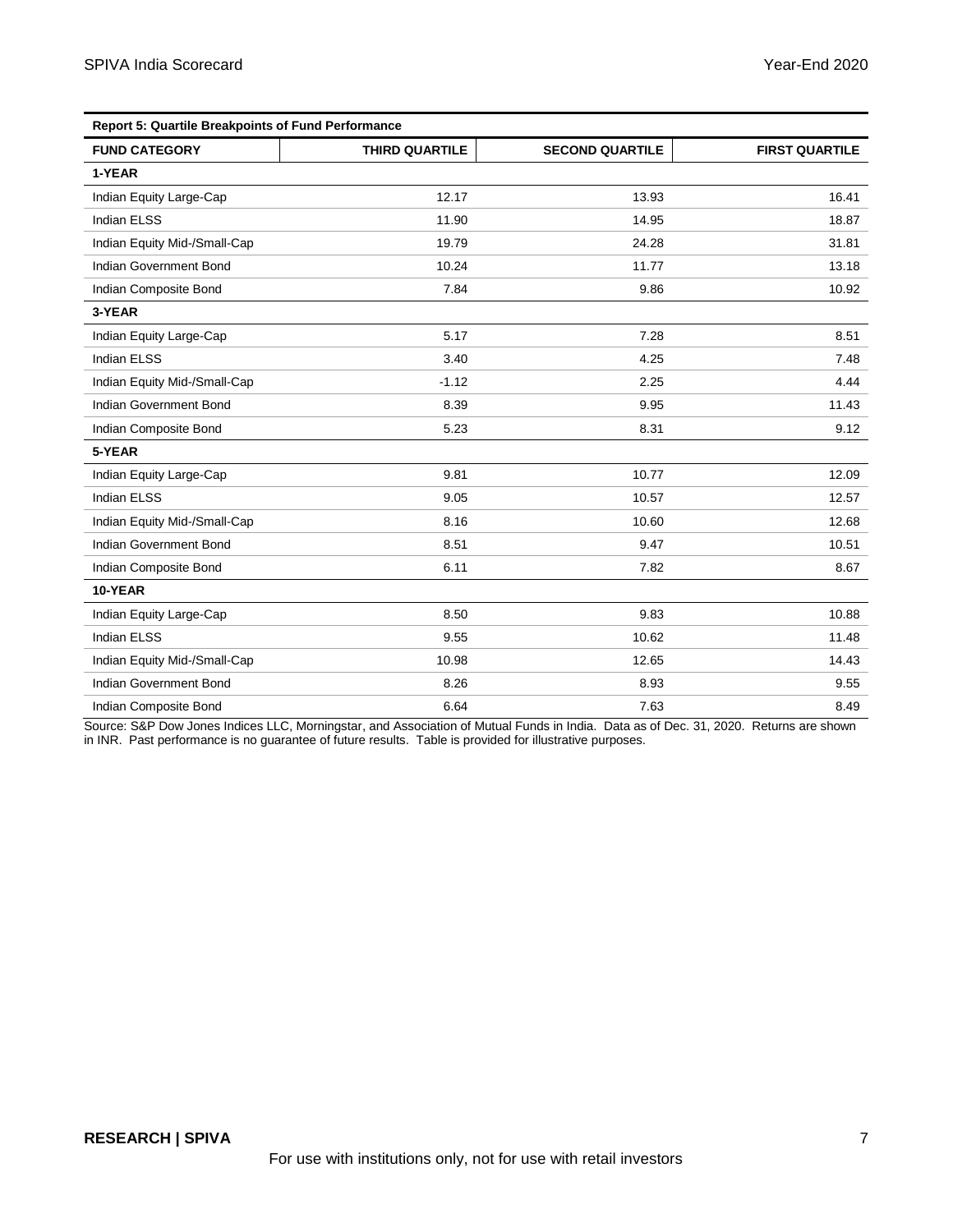**Report 5: Quartile Breakpoints of Fund Performance**

| FUND CATEGORY | THIRD QUARTILE | SECOND QUARTILE | FIRST QUARTILE |
|---|---|---|---|
| **1-YEAR** | | | |
| Indian Equity Large-Cap | 12.17 | 13.93 | 16.41 |
| Indian ELSS | 11.90 | 14.95 | 18.87 |
| Indian Equity Mid-/Small-Cap | 19.79 | 24.28 | 31.81 |
| Indian Government Bond | 10.24 | 11.77 | 13.18 |
| Indian Composite Bond | 7.84 | 9.86 | 10.92 |
| **3-YEAR** | | | |
| Indian Equity Large-Cap | 5.17 | 7.28 | 8.51 |
| Indian ELSS | 3.40 | 4.25 | 7.48 |
| Indian Equity Mid-/Small-Cap | -1.12 | 2.25 | 4.44 |
| Indian Government Bond | 8.39 | 9.95 | 11.43 |
| Indian Composite Bond | 5.23 | 8.31 | 9.12 |
| **5-YEAR** | | | |
| Indian Equity Large-Cap | 9.81 | 10.77 | 12.09 |
| Indian ELSS | 9.05 | 10.57 | 12.57 |
| Indian Equity Mid-/Small-Cap | 8.16 | 10.60 | 12.68 |
| Indian Government Bond | 8.51 | 9.47 | 10.51 |
| Indian Composite Bond | 6.11 | 7.82 | 8.67 |
| **10-YEAR** | | | |
| Indian Equity Large-Cap | 8.50 | 9.83 | 10.88 |
| Indian ELSS | 9.55 | 10.62 | 11.48 |
| Indian Equity Mid-/Small-Cap | 10.98 | 12.65 | 14.43 |
| Indian Government Bond | 8.26 | 8.93 | 9.55 |
| Indian Composite Bond | 6.64 | 7.63 | 8.49 |

Source: S&P Dow Jones Indices LLC, Morningstar, and Association of Mutual Funds in India. Data as of Dec. 31, 2020. Returns are shown in INR. Past performance is no guarantee of future results. Table is provided for illustrative purposes.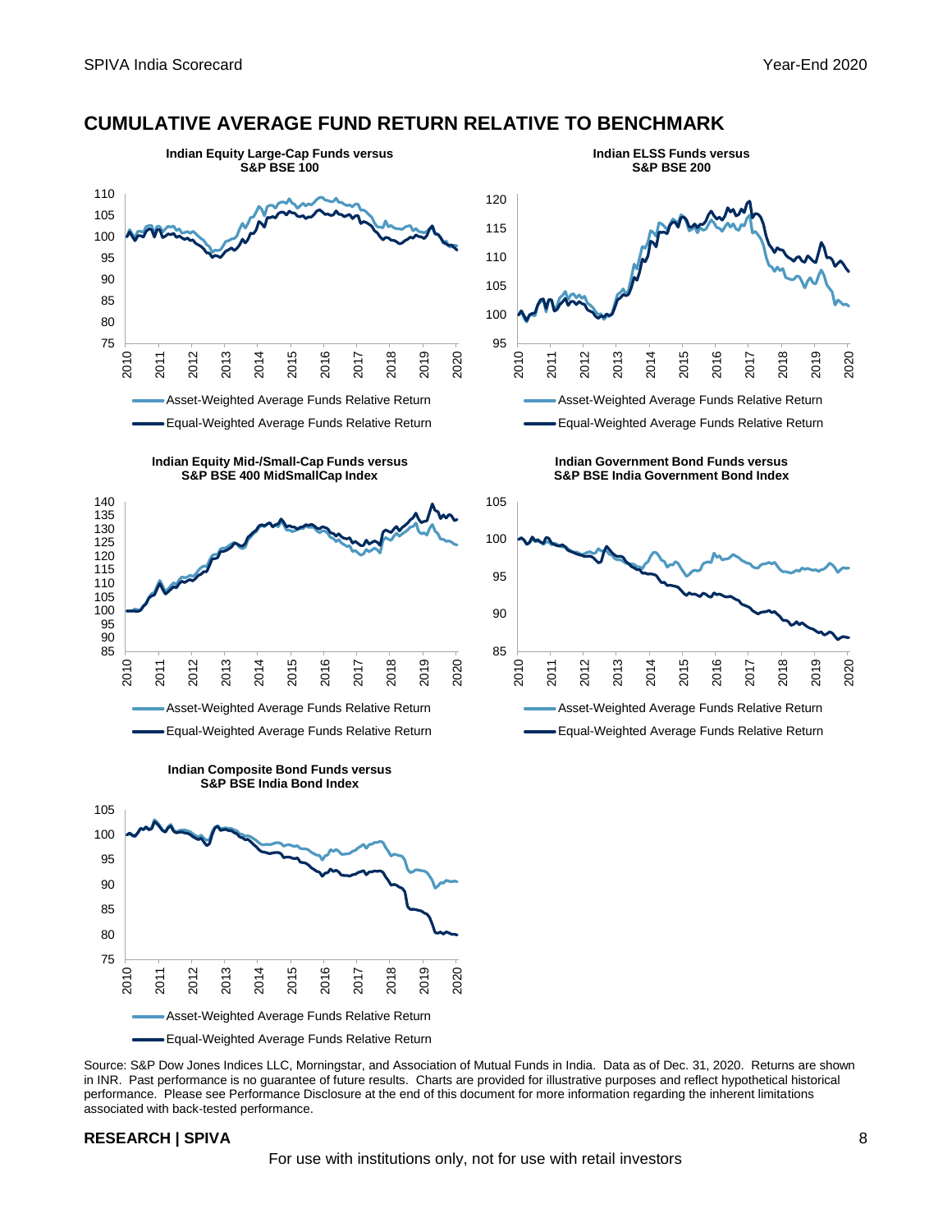## CUMULATIVE AVERAGE FUND RETURN RELATIVE TO BENCHMARK

**Indian Equity Large-Cap Funds versus S&P BSE 100**

Asset-Weighted Average Funds Relative Return

Equal-Weighted Average Funds Relative Return

**Indian ELSS Funds versus S&P BSE 200**

Asset-Weighted Average Funds Relative Return

Equal-Weighted Average Funds Relative Return

**Indian Equity Mid-/Small-Cap Funds versus S&P BSE 400 MidSmallCap Index**

Asset-Weighted Average Funds Relative Return

Equal-Weighted Average Funds Relative Return

**Indian Government Bond Funds versus S&P BSE India Government Bond Index**

Asset-Weighted Average Funds Relative Return

Equal-Weighted Average Funds Relative Return

**Indian Composite Bond Funds versus S&P BSE India Bond Index**

Asset-Weighted Average Funds Relative Return

Equal-Weighted Average Funds Relative Return

Source: S&P Dow Jones Indices LLC, Morningstar, and Association of Mutual Funds in India. Data as of Dec. 31, 2020. Returns are shown in INR. Past performance is no guarantee of future results. Charts are provided for illustrative purposes and reflect hypothetical historical performance. Please see Performance Disclosure at the end of this document for more information regarding the inherent limitations associated with back-tested performance.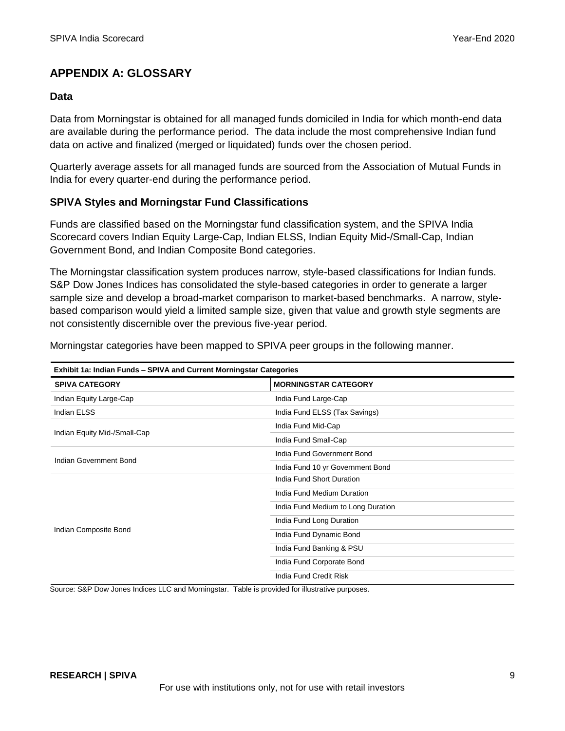## APPENDIX A: GLOSSARY

### Data

Data from Morningstar is obtained for all managed funds domiciled in India for which month-end data are available during the performance period. The data include the most comprehensive Indian fund data on active and finalized (merged or liquidated) funds over the chosen period.

Quarterly average assets for all managed funds are sourced from the Association of Mutual Funds in India for every quarter-end during the performance period.

### SPIVA Styles and Morningstar Fund Classifications

Funds are classified based on the Morningstar fund classification system, and the SPIVA India Scorecard covers Indian Equity Large-Cap, Indian ELSS, Indian Equity Mid-/Small-Cap, Indian Government Bond, and Indian Composite Bond categories.

The Morningstar classification system produces narrow, style-based classifications for Indian funds. S&P Dow Jones Indices has consolidated the style-based categories in order to generate a larger sample size and develop a broad-market comparison to market-based benchmarks. A narrow, style-based comparison would yield a limited sample size, given that value and growth style segments are not consistently discernible over the previous five-year period.

Morningstar categories have been mapped to SPIVA peer groups in the following manner.

**Exhibit 1a: Indian Funds – SPIVA and Current Morningstar Categories**

| SPIVA CATEGORY | MORNINGSTAR CATEGORY |
|---|---|
| Indian Equity Large-Cap | India Fund Large-Cap |
| Indian ELSS | India Fund ELSS (Tax Savings) |
| Indian Equity Mid-/Small-Cap | India Fund Mid-Cap |
| | India Fund Small-Cap |
| Indian Government Bond | India Fund Government Bond |
| | India Fund 10 yr Government Bond |
| Indian Composite Bond | India Fund Short Duration |
| | India Fund Medium Duration |
| | India Fund Medium to Long Duration |
| | India Fund Long Duration |
| | India Fund Dynamic Bond |
| | India Fund Banking & PSU |
| | India Fund Corporate Bond |
| | India Fund Credit Risk |

Source: S&P Dow Jones Indices LLC and Morningstar. Table is provided for illustrative purposes.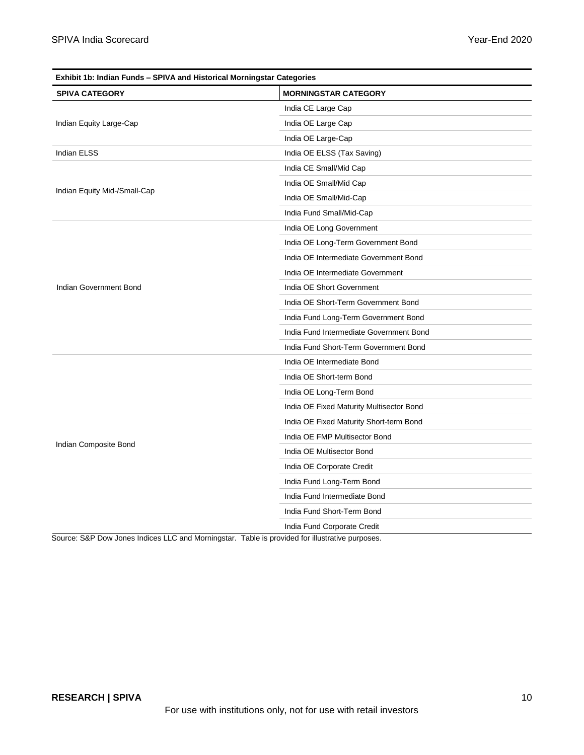**Exhibit 1b: Indian Funds – SPIVA and Historical Morningstar Categories**

| SPIVA CATEGORY | MORNINGSTAR CATEGORY |
|---|---|
| Indian Equity Large-Cap | India CE Large Cap |
| | India OE Large Cap |
| | India OE Large-Cap |
| Indian ELSS | India OE ELSS (Tax Saving) |
| Indian Equity Mid-/Small-Cap | India CE Small/Mid Cap |
| | India OE Small/Mid Cap |
| | India OE Small/Mid-Cap |
| | India Fund Small/Mid-Cap |
| Indian Government Bond | India OE Long Government |
| | India OE Long-Term Government Bond |
| | India OE Intermediate Government Bond |
| | India OE Intermediate Government |
| | India OE Short Government |
| | India OE Short-Term Government Bond |
| | India Fund Long-Term Government Bond |
| | India Fund Intermediate Government Bond |
| | India Fund Short-Term Government Bond |
| Indian Composite Bond | India OE Intermediate Bond |
| | India OE Short-term Bond |
| | India OE Long-Term Bond |
| | India OE Fixed Maturity Multisector Bond |
| | India OE Fixed Maturity Short-term Bond |
| | India OE FMP Multisector Bond |
| | India OE Multisector Bond |
| | India OE Corporate Credit |
| | India Fund Long-Term Bond |
| | India Fund Intermediate Bond |
| | India Fund Short-Term Bond |
| | India Fund Corporate Credit |

Source: S&P Dow Jones Indices LLC and Morningstar. Table is provided for illustrative purposes.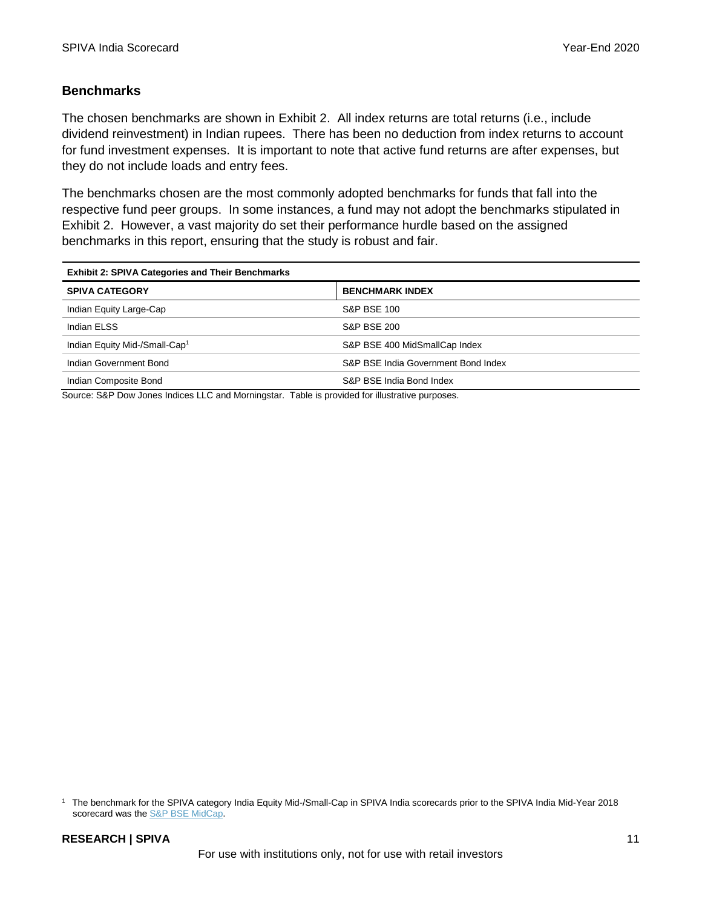## Benchmarks

The chosen benchmarks are shown in Exhibit 2. All index returns are total returns (i.e., include dividend reinvestment) in Indian rupees. There has been no deduction from index returns to account for fund investment expenses. It is important to note that active fund returns are after expenses, but they do not include loads and entry fees.

The benchmarks chosen are the most commonly adopted benchmarks for funds that fall into the respective fund peer groups. In some instances, a fund may not adopt the benchmarks stipulated in Exhibit 2. However, a vast majority do set their performance hurdle based on the assigned benchmarks in this report, ensuring that the study is robust and fair.

**Exhibit 2: SPIVA Categories and Their Benchmarks**

| SPIVA CATEGORY | BENCHMARK INDEX |
|---|---|
| Indian Equity Large-Cap | S&P BSE 100 |
| Indian ELSS | S&P BSE 200 |
| Indian Equity Mid-/Small-Cap[1] | S&P BSE 400 MidSmallCap Index |
| Indian Government Bond | S&P BSE India Government Bond Index |
| Indian Composite Bond | S&P BSE India Bond Index |

Source: S&P Dow Jones Indices LLC and Morningstar. Table is provided for illustrative purposes.

[1] The benchmark for the SPIVA category India Equity Mid-/Small-Cap in SPIVA India scorecards prior to the SPIVA India Mid-Year 2018 scorecard was the S&P BSE MidCap.

For use with institutions only, not for use with retail investors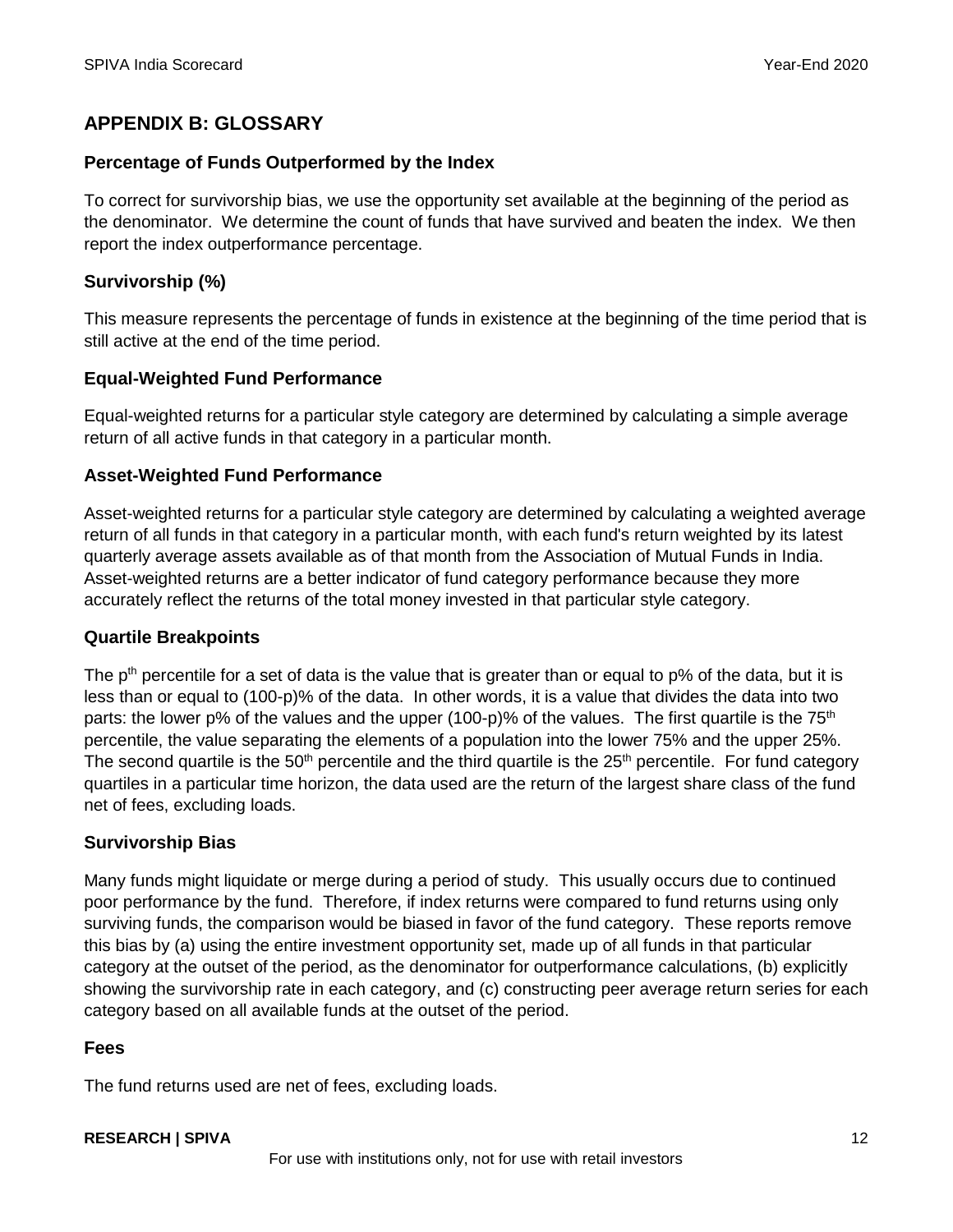## APPENDIX B: GLOSSARY

### Percentage of Funds Outperformed by the Index

To correct for survivorship bias, we use the opportunity set available at the beginning of the period as the denominator. We determine the count of funds that have survived and beaten the index. We then report the index outperformance percentage.

### Survivorship (%)

This measure represents the percentage of funds in existence at the beginning of the time period that is still active at the end of the time period.

### Equal-Weighted Fund Performance

Equal-weighted returns for a particular style category are determined by calculating a simple average return of all active funds in that category in a particular month.

### Asset-Weighted Fund Performance

Asset-weighted returns for a particular style category are determined by calculating a weighted average return of all funds in that category in a particular month, with each fund's return weighted by its latest quarterly average assets available as of that month from the Association of Mutual Funds in India. Asset-weighted returns are a better indicator of fund category performance because they more accurately reflect the returns of the total money invested in that particular style category.

### Quartile Breakpoints

The $p^{th}$ percentile for a set of data is the value that is greater than or equal to p% of the data, but it is less than or equal to (100-p)% of the data. In other words, it is a value that divides the data into two parts: the lower p% of the values and the upper (100-p)% of the values. The first quartile is the $75^{th}$ percentile, the value separating the elements of a population into the lower 75% and the upper 25%. The second quartile is the $50^{th}$ percentile and the third quartile is the $25^{th}$ percentile. For fund category quartiles in a particular time horizon, the data used are the return of the largest share class of the fund net of fees, excluding loads.

### Survivorship Bias

Many funds might liquidate or merge during a period of study. This usually occurs due to continued poor performance by the fund. Therefore, if index returns were compared to fund returns using only surviving funds, the comparison would be biased in favor of the fund category. These reports remove this bias by (a) using the entire investment opportunity set, made up of all funds in that particular category at the outset of the period, as the denominator for outperformance calculations, (b) explicitly showing the survivorship rate in each category, and (c) constructing peer average return series for each category based on all available funds at the outset of the period.

### Fees

The fund returns used are net of fees, excluding loads.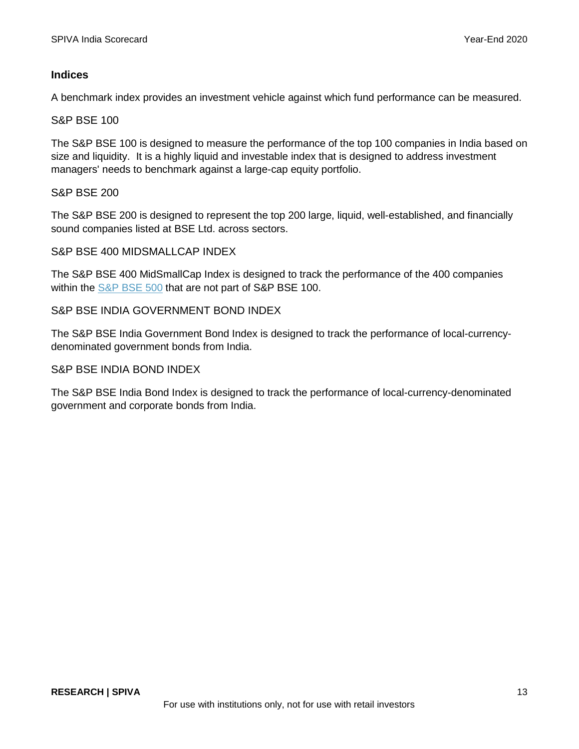## Indices

A benchmark index provides an investment vehicle against which fund performance can be measured.

### S&P BSE 100

The S&P BSE 100 is designed to measure the performance of the top 100 companies in India based on size and liquidity. It is a highly liquid and investable index that is designed to address investment managers' needs to benchmark against a large-cap equity portfolio.

### S&P BSE 200

The S&P BSE 200 is designed to represent the top 200 large, liquid, well-established, and financially sound companies listed at BSE Ltd. across sectors.

### S&P BSE 400 MIDSMALLCAP INDEX

The S&P BSE 400 MidSmallCap Index is designed to track the performance of the 400 companies within the S&P BSE 500 that are not part of S&P BSE 100.

### S&P BSE INDIA GOVERNMENT BOND INDEX

The S&P BSE India Government Bond Index is designed to track the performance of local-currency-denominated government bonds from India.

### S&P BSE INDIA BOND INDEX

The S&P BSE India Bond Index is designed to track the performance of local-currency-denominated government and corporate bonds from India.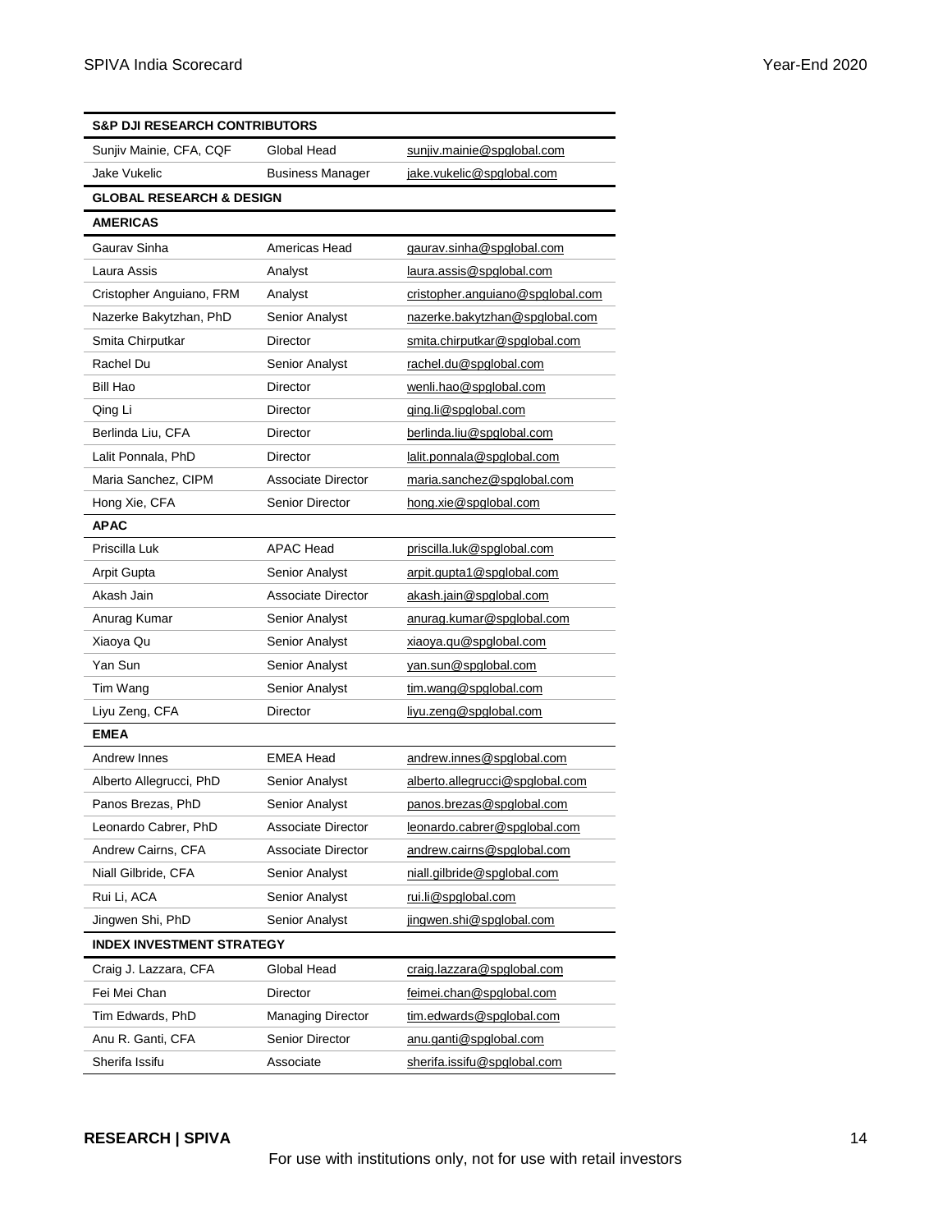| S&P DJI RESEARCH CONTRIBUTORS | | |
|---|---|---|
| Sunjiv Mainie, CFA, CQF | Global Head | sunjiv.mainie@spglobal.com |
| Jake Vukelic | Business Manager | jake.vukelic@spglobal.com |
| **GLOBAL RESEARCH & DESIGN** | | |
| **AMERICAS** | | |
| Gaurav Sinha | Americas Head | gaurav.sinha@spglobal.com |
| Laura Assis | Analyst | laura.assis@spglobal.com |
| Cristopher Anguiano, FRM | Analyst | cristopher.anguiano@spglobal.com |
| Nazerke Bakytzhan, PhD | Senior Analyst | nazerke.bakytzhan@spglobal.com |
| Smita Chirputkar | Director | smita.chirputkar@spglobal.com |
| Rachel Du | Senior Analyst | rachel.du@spglobal.com |
| Bill Hao | Director | wenli.hao@spglobal.com |
| Qing Li | Director | qing.li@spglobal.com |
| Berlinda Liu, CFA | Director | berlinda.liu@spglobal.com |
| Lalit Ponnala, PhD | Director | lalit.ponnala@spglobal.com |
| Maria Sanchez, CIPM | Associate Director | maria.sanchez@spglobal.com |
| Hong Xie, CFA | Senior Director | hong.xie@spglobal.com |
| **APAC** | | |
| Priscilla Luk | APAC Head | priscilla.luk@spglobal.com |
| Arpit Gupta | Senior Analyst | arpit.gupta1@spglobal.com |
| Akash Jain | Associate Director | akash.jain@spglobal.com |
| Anurag Kumar | Senior Analyst | anurag.kumar@spglobal.com |
| Xiaoya Qu | Senior Analyst | xiaoya.qu@spglobal.com |
| Yan Sun | Senior Analyst | yan.sun@spglobal.com |
| Tim Wang | Senior Analyst | tim.wang@spglobal.com |
| Liyu Zeng, CFA | Director | liyu.zeng@spglobal.com |
| **EMEA** | | |
| Andrew Innes | EMEA Head | andrew.innes@spglobal.com |
| Alberto Allegrucci, PhD | Senior Analyst | alberto.allegrucci@spglobal.com |
| Panos Brezas, PhD | Senior Analyst | panos.brezas@spglobal.com |
| Leonardo Cabrer, PhD | Associate Director | leonardo.cabrer@spglobal.com |
| Andrew Cairns, CFA | Associate Director | andrew.cairns@spglobal.com |
| Niall Gilbride, CFA | Senior Analyst | niall.gilbride@spglobal.com |
| Rui Li, ACA | Senior Analyst | rui.li@spglobal.com |
| Jingwen Shi, PhD | Senior Analyst | jingwen.shi@spglobal.com |
| **INDEX INVESTMENT STRATEGY** | | |
| Craig J. Lazzara, CFA | Global Head | craig.lazzara@spglobal.com |
| Fei Mei Chan | Director | feimei.chan@spglobal.com |
| Tim Edwards, PhD | Managing Director | tim.edwards@spglobal.com |
| Anu R. Ganti, CFA | Senior Director | anu.ganti@spglobal.com |
| Sherifa Issifu | Associate | sherifa.issifu@spglobal.com |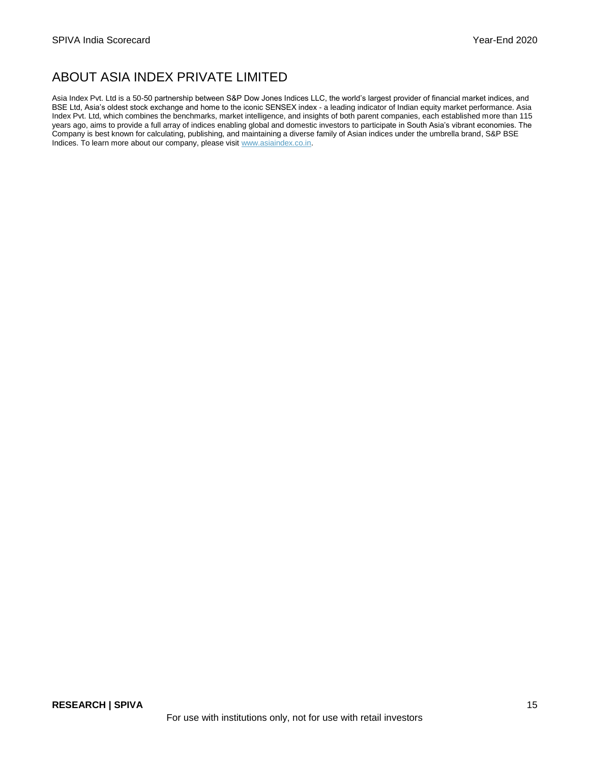## ABOUT ASIA INDEX PRIVATE LIMITED

Asia Index Pvt. Ltd is a 50-50 partnership between S&P Dow Jones Indices LLC, the world's largest provider of financial market indices, and BSE Ltd, Asia's oldest stock exchange and home to the iconic SENSEX index - a leading indicator of Indian equity market performance. Asia Index Pvt. Ltd, which combines the benchmarks, market intelligence, and insights of both parent companies, each established more than 115 years ago, aims to provide a full array of indices enabling global and domestic investors to participate in South Asia's vibrant economies. The Company is best known for calculating, publishing, and maintaining a diverse family of Asian indices under the umbrella brand, S&P BSE Indices. To learn more about our company, please visit [www.asiaindex.co.in](http://www.asiaindex.co.in).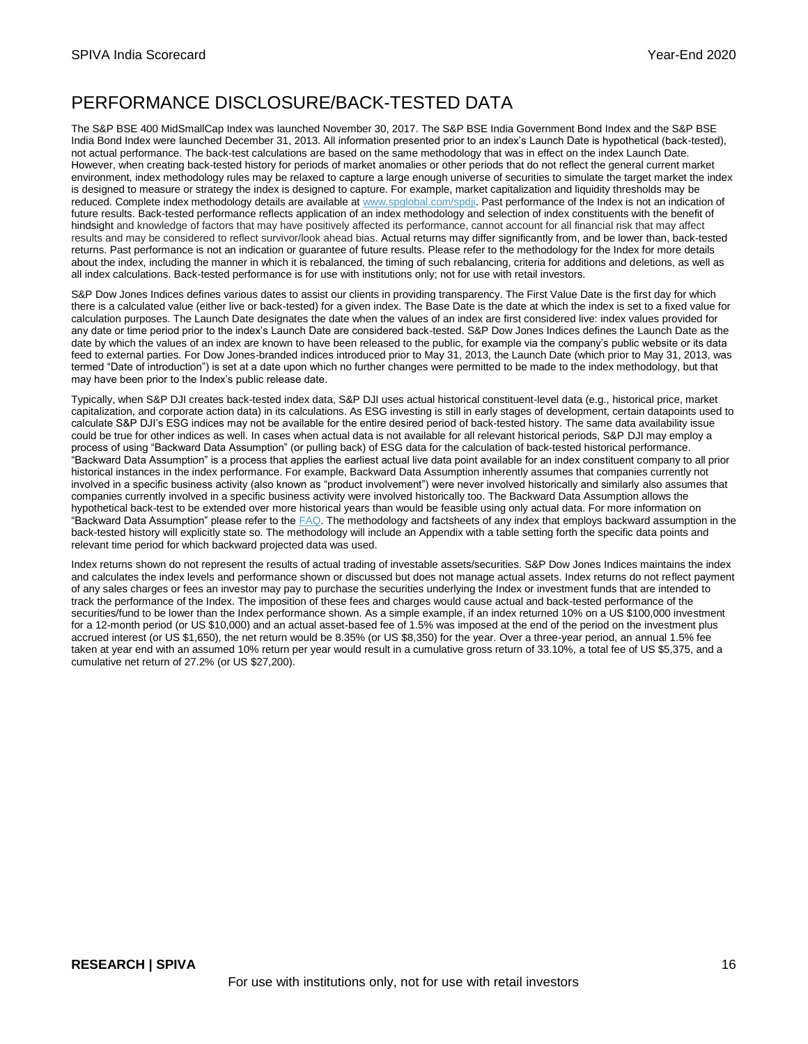# PERFORMANCE DISCLOSURE/BACK-TESTED DATA

The S&P BSE 400 MidSmallCap Index was launched November 30, 2017. The S&P BSE India Government Bond Index and the S&P BSE India Bond Index were launched December 31, 2013. All information presented prior to an index's Launch Date is hypothetical (back-tested), not actual performance. The back-test calculations are based on the same methodology that was in effect on the index Launch Date. However, when creating back-tested history for periods of market anomalies or other periods that do not reflect the general current market environment, index methodology rules may be relaxed to capture a large enough universe of securities to simulate the target market the index is designed to measure or strategy the index is designed to capture. For example, market capitalization and liquidity thresholds may be reduced. Complete index methodology details are available at [www.spglobal.com/spdji](www.spglobal.com/spdji). Past performance of the Index is not an indication of future results. Back-tested performance reflects application of an index methodology and selection of index constituents with the benefit of hindsight and knowledge of factors that may have positively affected its performance, cannot account for all financial risk that may affect results and may be considered to reflect survivor/look ahead bias. Actual returns may differ significantly from, and be lower than, back-tested returns. Past performance is not an indication or guarantee of future results. Please refer to the methodology for the Index for more details about the index, including the manner in which it is rebalanced, the timing of such rebalancing, criteria for additions and deletions, as well as all index calculations. Back-tested performance is for use with institutions only; not for use with retail investors.

S&P Dow Jones Indices defines various dates to assist our clients in providing transparency. The First Value Date is the first day for which there is a calculated value (either live or back-tested) for a given index. The Base Date is the date at which the index is set to a fixed value for calculation purposes. The Launch Date designates the date when the values of an index are first considered live: index values provided for any date or time period prior to the index's Launch Date are considered back-tested. S&P Dow Jones Indices defines the Launch Date as the date by which the values of an index are known to have been released to the public, for example via the company's public website or its data feed to external parties. For Dow Jones-branded indices introduced prior to May 31, 2013, the Launch Date (which prior to May 31, 2013, was termed "Date of introduction") is set at a date upon which no further changes were permitted to be made to the index methodology, but that may have been prior to the Index's public release date.

Typically, when S&P DJI creates back-tested index data, S&P DJI uses actual historical constituent-level data (e.g., historical price, market capitalization, and corporate action data) in its calculations. As ESG investing is still in early stages of development, certain datapoints used to calculate S&P DJI's ESG indices may not be available for the entire desired period of back-tested history. The same data availability issue could be true for other indices as well. In cases when actual data is not available for all relevant historical periods, S&P DJI may employ a process of using "Backward Data Assumption" (or pulling back) of ESG data for the calculation of back-tested historical performance. "Backward Data Assumption" is a process that applies the earliest actual live data point available for an index constituent company to all prior historical instances in the index performance. For example, Backward Data Assumption inherently assumes that companies currently not involved in a specific business activity (also known as "product involvement") were never involved historically and similarly also assumes that companies currently involved in a specific business activity were involved historically too. The Backward Data Assumption allows the hypothetical back-test to be extended over more historical years than would be feasible using only actual data. For more information on "Backward Data Assumption" please refer to the FAQ. The methodology and factsheets of any index that employs backward assumption in the back-tested history will explicitly state so. The methodology will include an Appendix with a table setting forth the specific data points and relevant time period for which backward projected data was used.

Index returns shown do not represent the results of actual trading of investable assets/securities. S&P Dow Jones Indices maintains the index and calculates the index levels and performance shown or discussed but does not manage actual assets. Index returns do not reflect payment of any sales charges or fees an investor may pay to purchase the securities underlying the Index or investment funds that are intended to track the performance of the Index. The imposition of these fees and charges would cause actual and back-tested performance of the securities/fund to be lower than the Index performance shown. As a simple example, if an index returned 10% on a US $100,000 investment for a 12-month period (or US $10,000) and an actual asset-based fee of 1.5% was imposed at the end of the period on the investment plus accrued interest (or US $1,650), the net return would be 8.35% (or US $8,350) for the year. Over a three-year period, an annual 1.5% fee taken at year end with an assumed 10% return per year would result in a cumulative gross return of 33.10%, a total fee of US $5,375, and a cumulative net return of 27.2% (or US $27,200).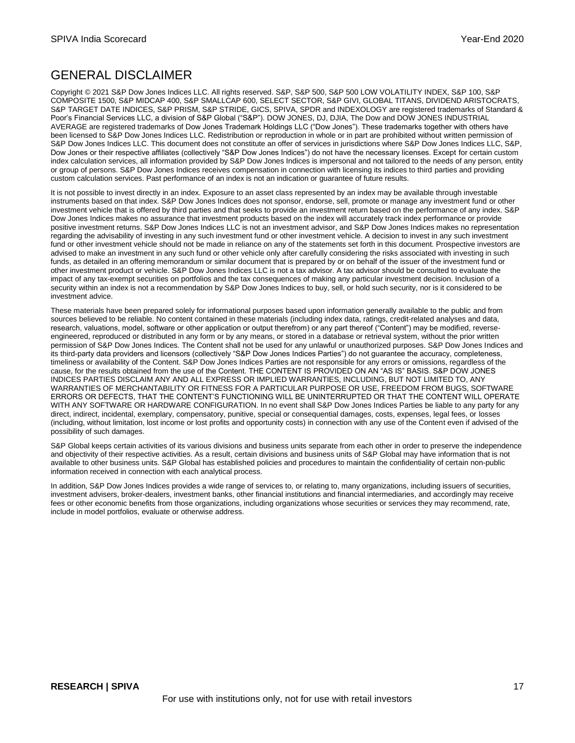# GENERAL DISCLAIMER

Copyright © 2021 S&P Dow Jones Indices LLC. All rights reserved. S&P, S&P 500, S&P 500 LOW VOLATILITY INDEX, S&P 100, S&P COMPOSITE 1500, S&P MIDCAP 400, S&P SMALLCAP 600, SELECT SECTOR, S&P GIVI, GLOBAL TITANS, DIVIDEND ARISTOCRATS, S&P TARGET DATE INDICES, S&P PRISM, S&P STRIDE, GICS, SPIVA, SPDR and INDEXOLOGY are registered trademarks of Standard & Poor's Financial Services LLC, a division of S&P Global ("S&P"). DOW JONES, DJ, DJIA, The Dow and DOW JONES INDUSTRIAL AVERAGE are registered trademarks of Dow Jones Trademark Holdings LLC ("Dow Jones"). These trademarks together with others have been licensed to S&P Dow Jones Indices LLC. Redistribution or reproduction in whole or in part are prohibited without written permission of S&P Dow Jones Indices LLC. This document does not constitute an offer of services in jurisdictions where S&P Dow Jones Indices LLC, S&P, Dow Jones or their respective affiliates (collectively "S&P Dow Jones Indices") do not have the necessary licenses. Except for certain custom index calculation services, all information provided by S&P Dow Jones Indices is impersonal and not tailored to the needs of any person, entity or group of persons. S&P Dow Jones Indices receives compensation in connection with licensing its indices to third parties and providing custom calculation services. Past performance of an index is not an indication or guarantee of future results.

It is not possible to invest directly in an index. Exposure to an asset class represented by an index may be available through investable instruments based on that index. S&P Dow Jones Indices does not sponsor, endorse, sell, promote or manage any investment fund or other investment vehicle that is offered by third parties and that seeks to provide an investment return based on the performance of any index. S&P Dow Jones Indices makes no assurance that investment products based on the index will accurately track index performance or provide positive investment returns. S&P Dow Jones Indices LLC is not an investment advisor, and S&P Dow Jones Indices makes no representation regarding the advisability of investing in any such investment fund or other investment vehicle. A decision to invest in any such investment fund or other investment vehicle should not be made in reliance on any of the statements set forth in this document. Prospective investors are advised to make an investment in any such fund or other vehicle only after carefully considering the risks associated with investing in such funds, as detailed in an offering memorandum or similar document that is prepared by or on behalf of the issuer of the investment fund or other investment product or vehicle. S&P Dow Jones Indices LLC is not a tax advisor. A tax advisor should be consulted to evaluate the impact of any tax-exempt securities on portfolios and the tax consequences of making any particular investment decision. Inclusion of a security within an index is not a recommendation by S&P Dow Jones Indices to buy, sell, or hold such security, nor is it considered to be investment advice.

These materials have been prepared solely for informational purposes based upon information generally available to the public and from sources believed to be reliable. No content contained in these materials (including index data, ratings, credit-related analyses and data, research, valuations, model, software or other application or output therefrom) or any part thereof ("Content") may be modified, reverse-engineered, reproduced or distributed in any form or by any means, or stored in a database or retrieval system, without the prior written permission of S&P Dow Jones Indices. The Content shall not be used for any unlawful or unauthorized purposes. S&P Dow Jones Indices and its third-party data providers and licensors (collectively "S&P Dow Jones Indices Parties") do not guarantee the accuracy, completeness, timeliness or availability of the Content. S&P Dow Jones Indices Parties are not responsible for any errors or omissions, regardless of the cause, for the results obtained from the use of the Content. THE CONTENT IS PROVIDED ON AN "AS IS" BASIS. S&P DOW JONES INDICES PARTIES DISCLAIM ANY AND ALL EXPRESS OR IMPLIED WARRANTIES, INCLUDING, BUT NOT LIMITED TO, ANY WARRANTIES OF MERCHANTABILITY OR FITNESS FOR A PARTICULAR PURPOSE OR USE, FREEDOM FROM BUGS, SOFTWARE ERRORS OR DEFECTS, THAT THE CONTENT'S FUNCTIONING WILL BE UNINTERRUPTED OR THAT THE CONTENT WILL OPERATE WITH ANY SOFTWARE OR HARDWARE CONFIGURATION. In no event shall S&P Dow Jones Indices Parties be liable to any party for any direct, indirect, incidental, exemplary, compensatory, punitive, special or consequential damages, costs, expenses, legal fees, or losses (including, without limitation, lost income or lost profits and opportunity costs) in connection with any use of the Content even if advised of the possibility of such damages.

S&P Global keeps certain activities of its various divisions and business units separate from each other in order to preserve the independence and objectivity of their respective activities. As a result, certain divisions and business units of S&P Global may have information that is not available to other business units. S&P Global has established policies and procedures to maintain the confidentiality of certain non-public information received in connection with each analytical process.

In addition, S&P Dow Jones Indices provides a wide range of services to, or relating to, many organizations, including issuers of securities, investment advisers, broker-dealers, investment banks, other financial institutions and financial intermediaries, and accordingly may receive fees or other economic benefits from those organizations, including organizations whose securities or services they may recommend, rate, include in model portfolios, evaluate or otherwise address.